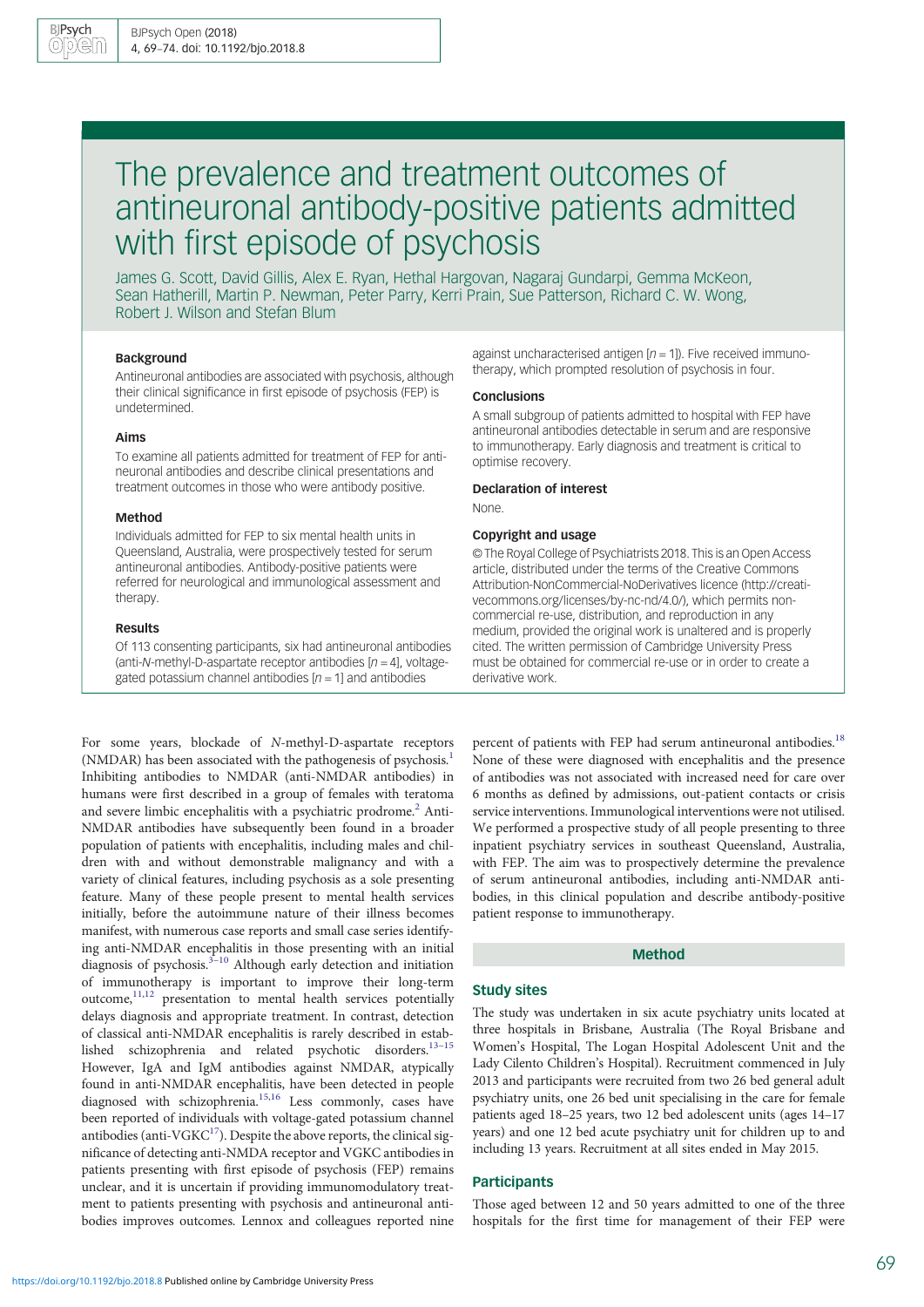# The prevalence and treatment outcomes of antineuronal antibody-positive patients admitted with first episode of psychosis

James G. Scott, David Gillis, Alex E. Ryan, Hethal Hargovan, Nagaraj Gundarpi, Gemma McKeon, Sean Hatherill, Martin P. Newman, Peter Parry, Kerri Prain, Sue Patterson, Richard C. W. Wong, Robert J. Wilson and Stefan Blum

### Background

Antineuronal antibodies are associated with psychosis, although their clinical significance in first episode of psychosis (FEP) is undetermined.

### Aims

To examine all patients admitted for treatment of FEP for antineuronal antibodies and describe clinical presentations and treatment outcomes in those who were antibody positive.

### Method

Individuals admitted for FEP to six mental health units in Queensland, Australia, were prospectively tested for serum antineuronal antibodies. Antibody-positive patients were referred for neurological and immunological assessment and therapy.

### Results

Of 113 consenting participants, six had antineuronal antibodies (anti-*N*-methyl-D-aspartate receptor antibodies [*n* = 4], voltage-gated potassium channel antibodies [*n* = 1] and antibodies against uncharacterised antigen [*n* = 1]). Five received immunotherapy, which prompted resolution of psychosis in four.

### Conclusions

A small subgroup of patients admitted to hospital with FEP have antineuronal antibodies detectable in serum and are responsive to immunotherapy. Early diagnosis and treatment is critical to optimise recovery.

### Declaration of interest

None.

### Copyright and usage

© The Royal College of Psychiatrists 2018. This is an Open Access article, distributed under the terms of the Creative Commons Attribution-NonCommercial-NoDerivatives licence (http://creativecommons.org/licenses/by-nc-nd/4.0/), which permits non-commercial re-use, distribution, and reproduction in any medium, provided the original work is unaltered and is properly cited. The written permission of Cambridge University Press must be obtained for commercial re-use or in order to create a derivative work.

For some years, blockade of *N*-methyl-D-aspartate receptors (NMDAR) has been associated with the pathogenesis of psychosis.[1] Inhibiting antibodies to NMDAR (anti-NMDAR antibodies) in humans were first described in a group of females with teratoma and severe limbic encephalitis with a psychiatric prodrome.[2] Anti-NMDAR antibodies have subsequently been found in a broader population of patients with encephalitis, including males and children with and without demonstrable malignancy and with a variety of clinical features, including psychosis as a sole presenting feature. Many of these people present to mental health services initially, before the autoimmune nature of their illness becomes manifest, with numerous case reports and small case series identifying anti-NMDAR encephalitis in those presenting with an initial diagnosis of psychosis.[3–10] Although early detection and initiation of immunotherapy is important to improve their long-term outcome,[11,12] presentation to mental health services potentially delays diagnosis and appropriate treatment. In contrast, detection of classical anti-NMDAR encephalitis is rarely described in established schizophrenia and related psychotic disorders.[13–15] However, IgA and IgM antibodies against NMDAR, atypically found in anti-NMDAR encephalitis, have been detected in people diagnosed with schizophrenia.[15,16] Less commonly, cases have been reported of individuals with voltage-gated potassium channel antibodies (anti-VGKC[17]). Despite the above reports, the clinical significance of detecting anti-NMDA receptor and VGKC antibodies in patients presenting with first episode of psychosis (FEP) remains unclear, and it is uncertain if providing immunomodulatory treatment to patients presenting with psychosis and antineuronal antibodies improves outcomes. Lennox and colleagues reported nine percent of patients with FEP had serum antineuronal antibodies.[18] None of these were diagnosed with encephalitis and the presence of antibodies was not associated with increased need for care over 6 months as defined by admissions, out-patient contacts or crisis service interventions. Immunological interventions were not utilised. We performed a prospective study of all people presenting to three inpatient psychiatry services in southeast Queensland, Australia, with FEP. The aim was to prospectively determine the prevalence of serum antineuronal antibodies, including anti-NMDAR antibodies, in this clinical population and describe antibody-positive patient response to immunotherapy.

## Method

### Study sites

The study was undertaken in six acute psychiatry units located at three hospitals in Brisbane, Australia (The Royal Brisbane and Women's Hospital, The Logan Hospital Adolescent Unit and the Lady Cilento Children's Hospital). Recruitment commenced in July 2013 and participants were recruited from two 26 bed general adult psychiatry units, one 26 bed unit specialising in the care for female patients aged 18–25 years, two 12 bed adolescent units (ages 14–17 years) and one 12 bed acute psychiatry unit for children up to and including 13 years. Recruitment at all sites ended in May 2015.

### Participants

Those aged between 12 and 50 years admitted to one of the three hospitals for the first time for management of their FEP were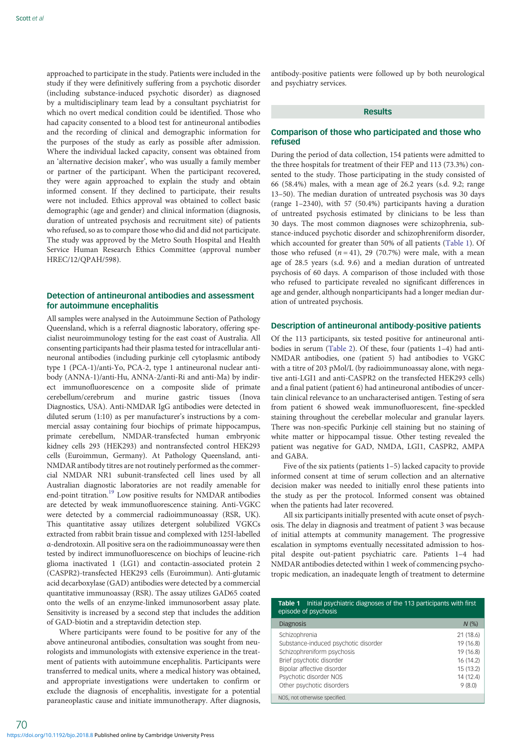approached to participate in the study. Patients were included in the study if they were definitively suffering from a psychotic disorder (including substance-induced psychotic disorder) as diagnosed by a multidisciplinary team lead by a consultant psychiatrist for which no overt medical condition could be identified. Those who had capacity consented to a blood test for antineuronal antibodies and the recording of clinical and demographic information for the purposes of the study as early as possible after admission. Where the individual lacked capacity, consent was obtained from an 'alternative decision maker', who was usually a family member or partner of the participant. When the participant recovered, they were again approached to explain the study and obtain informed consent. If they declined to participate, their results were not included. Ethics approval was obtained to collect basic demographic (age and gender) and clinical information (diagnosis, duration of untreated psychosis and recruitment site) of patients who refused, so as to compare those who did and did not participate. The study was approved by the Metro South Hospital and Health Service Human Research Ethics Committee (approval number HREC/12/QPAH/598).

### Detection of antineuronal antibodies and assessment for autoimmune encephalitis

All samples were analysed in the Autoimmune Section of Pathology Queensland, which is a referral diagnostic laboratory, offering specialist neuroimmunology testing for the east coast of Australia. All consenting participants had their plasma tested for intracellular antineuronal antibodies (including purkinje cell cytoplasmic antibody type 1 (PCA-1)/anti-Yo, PCA-2, type 1 antineuronal nuclear antibody (ANNA-1)/anti-Hu, ANNA-2/anti-Ri and anti-Ma) by indirect immunofluorescence on a composite slide of primate cerebellum/cerebrum and murine gastric tissues (Inova Diagnostics, USA). Anti-NMDAR IgG antibodies were detected in diluted serum (1:10) as per manufacturer's instructions by a commercial assay containing four biochips of primate hippocampus, primate cerebellum, NMDAR-transfected human embryonic kidney cells 293 (HEK293) and nontransfected control HEK293 cells (Euroimmun, Germany). At Pathology Queensland, anti-NMDAR antibody titres are not routinely performed as the commercial NMDAR NR1 subunit-transfected cell lines used by all Australian diagnostic laboratories are not readily amenable for end-point titration.[19] Low positive results for NMDAR antibodies are detected by weak immunofluorescence staining. Anti-VGKC were detected by a commercial radioimmunoassay (RSR, UK). This quantitative assay utilizes detergent solubilized VGKCs extracted from rabbit brain tissue and complexed with 125I-labelled α-dendrotoxin. All positive sera on the radioimmunoassay were then tested by indirect immunofluorescence on biochips of leucine-rich glioma inactivated 1 (LG1) and contactin-associated protein 2 (CASPR2)-transfected HEK293 cells (Euroimmun). Anti-glutamic acid decarboxylase (GAD) antibodies were detected by a commercial quantitative immunoassay (RSR). The assay utilizes GAD65 coated onto the wells of an enzyme-linked immunosorbent assay plate. Sensitivity is increased by a second step that includes the addition of GAD-biotin and a streptavidin detection step.

Where participants were found to be positive for any of the above antineuronal antibodies, consultation was sought from neurologists and immunologists with extensive experience in the treatment of patients with autoimmune encephalitis. Participants were transferred to medical units, where a medical history was obtained, and appropriate investigations were undertaken to confirm or exclude the diagnosis of encephalitis, investigate for a potential paraneoplastic cause and initiate immunotherapy. After diagnosis, antibody-positive patients were followed up by both neurological and psychiatry services.

## Results

### Comparison of those who participated and those who refused

During the period of data collection, 154 patients were admitted to the three hospitals for treatment of their FEP and 113 (73.3%) consented to the study. Those participating in the study consisted of 66 (58.4%) males, with a mean age of 26.2 years (s.d. 9.2; range 13–50). The median duration of untreated psychosis was 30 days (range 1–2340), with 57 (50.4%) participants having a duration of untreated psychosis estimated by clinicians to be less than 30 days. The most common diagnoses were schizophrenia, substance-induced psychotic disorder and schizophreniform disorder, which accounted for greater than 50% of all patients (Table 1). Of those who refused ($n = 41$), 29 (70.7%) were male, with a mean age of 28.5 years (s.d. 9.6) and a median duration of untreated psychosis of 60 days. A comparison of those included with those who refused to participate revealed no significant differences in age and gender, although nonparticipants had a longer median duration of untreated psychosis.

### Description of antineuronal antibody-positive patients

Of the 113 participants, six tested positive for antineuronal antibodies in serum (Table 2). Of these, four (patients 1–4) had anti-NMDAR antibodies, one (patient 5) had antibodies to VGKC with a titre of 203 pMol/L (by radioimmunoassay alone, with negative anti-LGI1 and anti-CASPR2 on the transfected HEK293 cells) and a final patient (patient 6) had antineuronal antibodies of uncertain clinical relevance to an uncharacterised antigen. Testing of sera from patient 6 showed weak immunofluorescent, fine-speckled staining throughout the cerebellar molecular and granular layers. There was non-specific Purkinje cell staining but no staining of white matter or hippocampal tissue. Other testing revealed the patient was negative for GAD, NMDA, LGI1, CASPR2, AMPA and GABA.

Five of the six patients (patients 1–5) lacked capacity to provide informed consent at time of serum collection and an alternative decision maker was needed to initially enrol these patients into the study as per the protocol. Informed consent was obtained when the patients had later recovered.

All six participants initially presented with acute onset of psychosis. The delay in diagnosis and treatment of patient 3 was because of initial attempts at community management. The progressive escalation in symptoms eventually necessitated admission to hospital despite out-patient psychiatric care. Patients 1–4 had NMDAR antibodies detected within 1 week of commencing psychotropic medication, an inadequate length of treatment to determine

**Table 1** Initial psychiatric diagnoses of the 113 participants with first episode of psychosis

| Diagnosis | N (%) |
|---|---|
| Schizophrenia | 21 (18.6) |
| Substance-induced psychotic disorder | 19 (16.8) |
| Schizophreniform psychosis | 19 (16.8) |
| Brief psychotic disorder | 16 (14.2) |
| Bipolar affective disorder | 15 (13.2) |
| Psychotic disorder NOS | 14 (12.4) |
| Other psychotic disorders | 9 (8.0) |

NOS, not otherwise specified.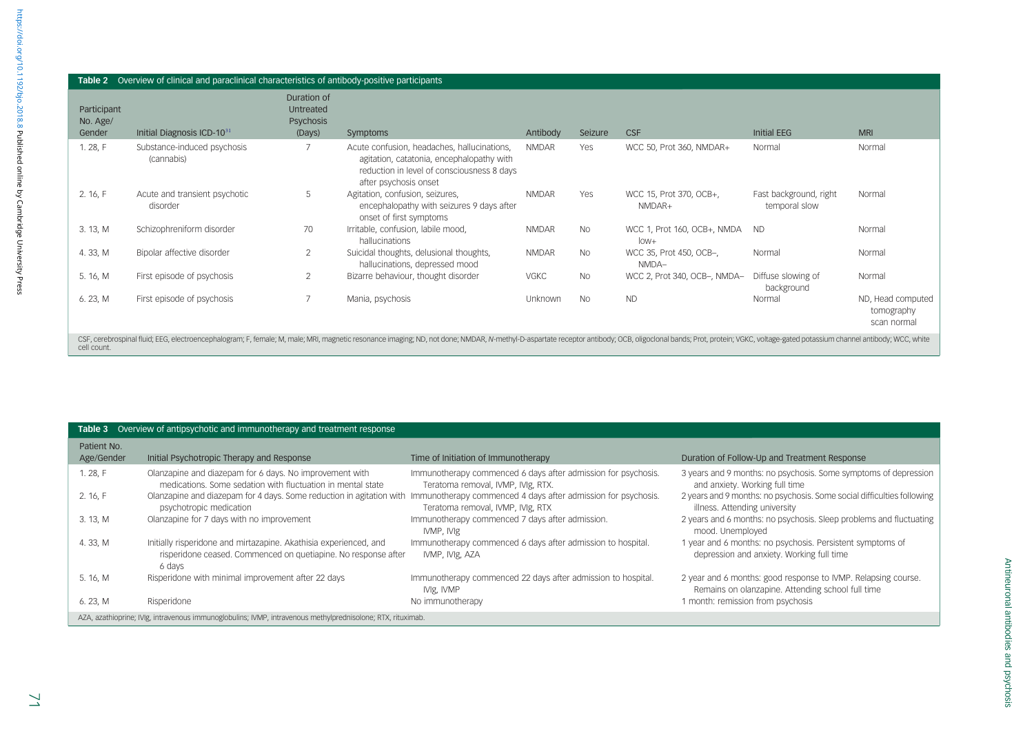**Table 2** Overview of clinical and paraclinical characteristics of antibody-positive participants

| Participant No. Age/ Gender | Initial Diagnosis ICD-10[31] | Duration of Untreated Psychosis (Days) | Symptoms | Antibody | Seizure | CSF | Initial EEG | MRI |
|---|---|---|---|---|---|---|---|---|
| 1. 28, F | Substance-induced psychosis (cannabis) | 7 | Acute confusion, headaches, hallucinations, agitation, catatonia, encephalopathy with reduction in level of consciousness 8 days after psychosis onset | NMDAR | Yes | WCC 50, Prot 360, NMDAR+ | Normal | Normal |
| 2. 16, F | Acute and transient psychotic disorder | 5 | Agitation, confusion, seizures, encephalopathy with seizures 9 days after onset of first symptoms | NMDAR | Yes | WCC 15, Prot 370, OCB+, NMDAR+ | Fast background, right temporal slow | Normal |
| 3. 13, M | Schizophreniform disorder | 70 | Irritable, confusion, labile mood, hallucinations | NMDAR | No | WCC 1, Prot 160, OCB+, NMDA low+ | ND | Normal |
| 4. 33, M | Bipolar affective disorder | 2 | Suicidal thoughts, delusional thoughts, hallucinations, depressed mood | NMDAR | No | WCC 35, Prot 450, OCB–, NMDA– | Normal | Normal |
| 5. 16, M | First episode of psychosis | 2 | Bizarre behaviour, thought disorder | VGKC | No | WCC 2, Prot 340, OCB–, NMDA– | Diffuse slowing of background | Normal |
| 6. 23, M | First episode of psychosis | 7 | Mania, psychosis | Unknown | No | ND | Normal | ND, Head computed tomography scan normal |

CSF, cerebrospinal fluid; EEG, electroencephalogram; F, female; M, male; MRI, magnetic resonance imaging; ND, not done; NMDAR, *N*-methyl-D-aspartate receptor antibody; OCB, oligoclonal bands; Prot, protein; VGKC, voltage-gated potassium channel antibody; WCC, white cell count.

**Table 3** Overview of antipsychotic and immunotherapy and treatment response

| Patient No. Age/Gender | Initial Psychotropic Therapy and Response | Time of Initiation of Immunotherapy | Duration of Follow-Up and Treatment Response |
|---|---|---|---|
| 1. 28, F | Olanzapine and diazepam for 6 days. No improvement with medications. Some sedation with fluctuation in mental state | Immunotherapy commenced 6 days after admission for psychosis. Teratoma removal, IVMP, IVIg, RTX. | 3 years and 9 months: no psychosis. Some symptoms of depression and anxiety. Working full time |
| 2. 16, F | Olanzapine and diazepam for 4 days. Some reduction in agitation with psychotropic medication | Immunotherapy commenced 4 days after admission for psychosis. Teratoma removal, IVMP, IVIg, RTX | 2 years and 9 months: no psychosis. Some social difficulties following illness. Attending university |
| 3. 13, M | Olanzapine for 7 days with no improvement | Immunotherapy commenced 7 days after admission. IVMP, IVIg | 2 years and 6 months: no psychosis. Sleep problems and fluctuating mood. Unemployed |
| 4. 33, M | Initially risperidone and mirtazapine. Akathisia experienced, and risperidone ceased. Commenced on quetiapine. No response after 6 days | Immunotherapy commenced 6 days after admission to hospital. IVMP, IVIg, AZA | 1 year and 6 months: no psychosis. Persistent symptoms of depression and anxiety. Working full time |
| 5. 16, M | Risperidone with minimal improvement after 22 days | Immunotherapy commenced 22 days after admission to hospital. IVIg, IVMP | 2 year and 6 months: good response to IVMP. Relapsing course. Remains on olanzapine. Attending school full time |
| 6. 23, M | Risperidone | No immunotherapy | 1 month: remission from psychosis |

AZA, azathioprine; IVIg, intravenous immunoglobulins; IVMP, intravenous methylprednisolone; RTX, rituximab.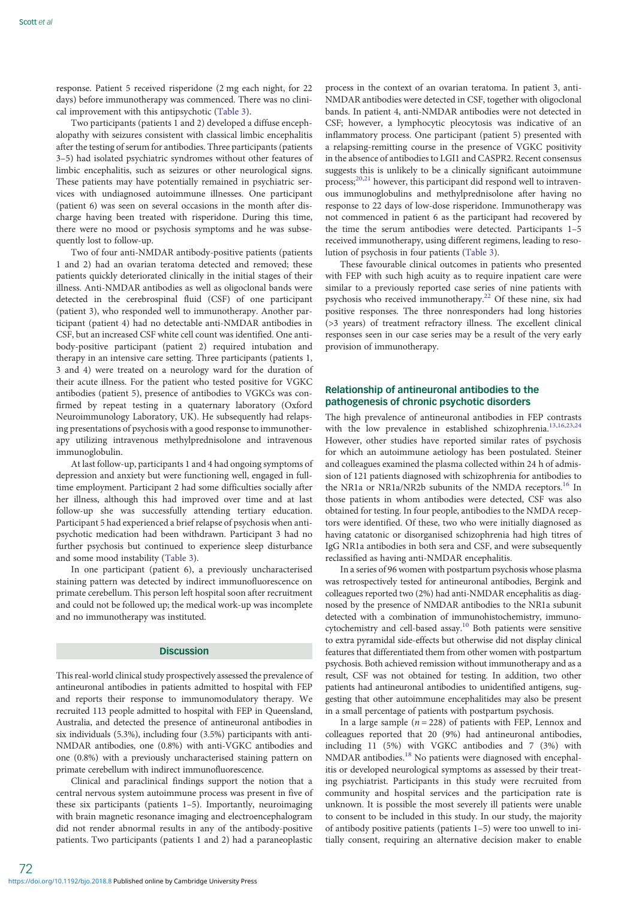response. Patient 5 received risperidone (2 mg each night, for 22 days) before immunotherapy was commenced. There was no clinical improvement with this antipsychotic (Table 3).

Two participants (patients 1 and 2) developed a diffuse encephalopathy with seizures consistent with classical limbic encephalitis after the testing of serum for antibodies. Three participants (patients 3–5) had isolated psychiatric syndromes without other features of limbic encephalitis, such as seizures or other neurological signs. These patients may have potentially remained in psychiatric services with undiagnosed autoimmune illnesses. One participant (patient 6) was seen on several occasions in the month after discharge having been treated with risperidone. During this time, there were no mood or psychosis symptoms and he was subsequently lost to follow-up.

Two of four anti-NMDAR antibody-positive patients (patients 1 and 2) had an ovarian teratoma detected and removed; these patients quickly deteriorated clinically in the initial stages of their illness. Anti-NMDAR antibodies as well as oligoclonal bands were detected in the cerebrospinal fluid (CSF) of one participant (patient 3), who responded well to immunotherapy. Another participant (patient 4) had no detectable anti-NMDAR antibodies in CSF, but an increased CSF white cell count was identified. One antibody-positive participant (patient 2) required intubation and therapy in an intensive care setting. Three participants (patients 1, 3 and 4) were treated on a neurology ward for the duration of their acute illness. For the patient who tested positive for VGKC antibodies (patient 5), presence of antibodies to VGKCs was confirmed by repeat testing in a quaternary laboratory (Oxford Neuroimmunology Laboratory, UK). He subsequently had relapsing presentations of psychosis with a good response to immunotherapy utilizing intravenous methylprednisolone and intravenous immunoglobulin.

At last follow-up, participants 1 and 4 had ongoing symptoms of depression and anxiety but were functioning well, engaged in full-time employment. Participant 2 had some difficulties socially after her illness, although this had improved over time and at last follow-up she was successfully attending tertiary education. Participant 5 had experienced a brief relapse of psychosis when antipsychotic medication had been withdrawn. Participant 3 had no further psychosis but continued to experience sleep disturbance and some mood instability (Table 3).

In one participant (patient 6), a previously uncharacterised staining pattern was detected by indirect immunofluorescence on primate cerebellum. This person left hospital soon after recruitment and could not be followed up; the medical work-up was incomplete and no immunotherapy was instituted.

## Discussion

This real-world clinical study prospectively assessed the prevalence of antineuronal antibodies in patients admitted to hospital with FEP and reports their response to immunomodulatory therapy. We recruited 113 people admitted to hospital with FEP in Queensland, Australia, and detected the presence of antineuronal antibodies in six individuals (5.3%), including four (3.5%) participants with anti-NMDAR antibodies, one (0.8%) with anti-VGKC antibodies and one (0.8%) with a previously uncharacterised staining pattern on primate cerebellum with indirect immunofluorescence.

Clinical and paraclinical findings support the notion that a central nervous system autoimmune process was present in five of these six participants (patients 1–5). Importantly, neuroimaging with brain magnetic resonance imaging and electroencephalogram did not render abnormal results in any of the antibody-positive patients. Two participants (patients 1 and 2) had a paraneoplastic process in the context of an ovarian teratoma. In patient 3, anti-NMDAR antibodies were detected in CSF, together with oligoclonal bands. In patient 4, anti-NMDAR antibodies were not detected in CSF; however, a lymphocytic pleocytosis was indicative of an inflammatory process. One participant (patient 5) presented with a relapsing-remitting course in the presence of VGKC positivity in the absence of antibodies to LGI1 and CASPR2. Recent consensus suggests this is unlikely to be a clinically significant autoimmune process;[20,21] however, this participant did respond well to intravenous immunoglobulins and methylprednisolone after having no response to 22 days of low-dose risperidone. Immunotherapy was not commenced in patient 6 as the participant had recovered by the time the serum antibodies were detected. Participants 1–5 received immunotherapy, using different regimens, leading to resolution of psychosis in four patients (Table 3).

These favourable clinical outcomes in patients who presented with FEP with such high acuity as to require inpatient care were similar to a previously reported case series of nine patients with psychosis who received immunotherapy.[22] Of these nine, six had positive responses. The three nonresponders had long histories (>3 years) of treatment refractory illness. The excellent clinical responses seen in our case series may be a result of the very early provision of immunotherapy.

### Relationship of antineuronal antibodies to the pathogenesis of chronic psychotic disorders

The high prevalence of antineuronal antibodies in FEP contrasts with the low prevalence in established schizophrenia.[13,16,23,24] However, other studies have reported similar rates of psychosis for which an autoimmune aetiology has been postulated. Steiner and colleagues examined the plasma collected within 24 h of admission of 121 patients diagnosed with schizophrenia for antibodies to the NR1a or NR1a/NR2b subunits of the NMDA receptors.[16] In those patients in whom antibodies were detected, CSF was also obtained for testing. In four people, antibodies to the NMDA receptors were identified. Of these, two who were initially diagnosed as having catatonic or disorganised schizophrenia had high titres of IgG NR1a antibodies in both sera and CSF, and were subsequently reclassified as having anti-NMDAR encephalitis.

In a series of 96 women with postpartum psychosis whose plasma was retrospectively tested for antineuronal antibodies, Bergink and colleagues reported two (2%) had anti-NMDAR encephalitis as diagnosed by the presence of NMDAR antibodies to the NR1a subunit detected with a combination of immunohistochemistry, immunocytochemistry and cell-based assay.[10] Both patients were sensitive to extra pyramidal side-effects but otherwise did not display clinical features that differentiated them from other women with postpartum psychosis. Both achieved remission without immunotherapy and as a result, CSF was not obtained for testing. In addition, two other patients had antineuronal antibodies to unidentified antigens, suggesting that other autoimmune encephalitides may also be present in a small percentage of patients with postpartum psychosis.

In a large sample ($n = 228$) of patients with FEP, Lennox and colleagues reported that 20 (9%) had antineuronal antibodies, including 11 (5%) with VGKC antibodies and 7 (3%) with NMDAR antibodies.[18] No patients were diagnosed with encephalitis or developed neurological symptoms as assessed by their treating psychiatrist. Participants in this study were recruited from community and hospital services and the participation rate is unknown. It is possible the most severely ill patients were unable to consent to be included in this study. In our study, the majority of antibody positive patients (patients 1–5) were too unwell to initially consent, requiring an alternative decision maker to enable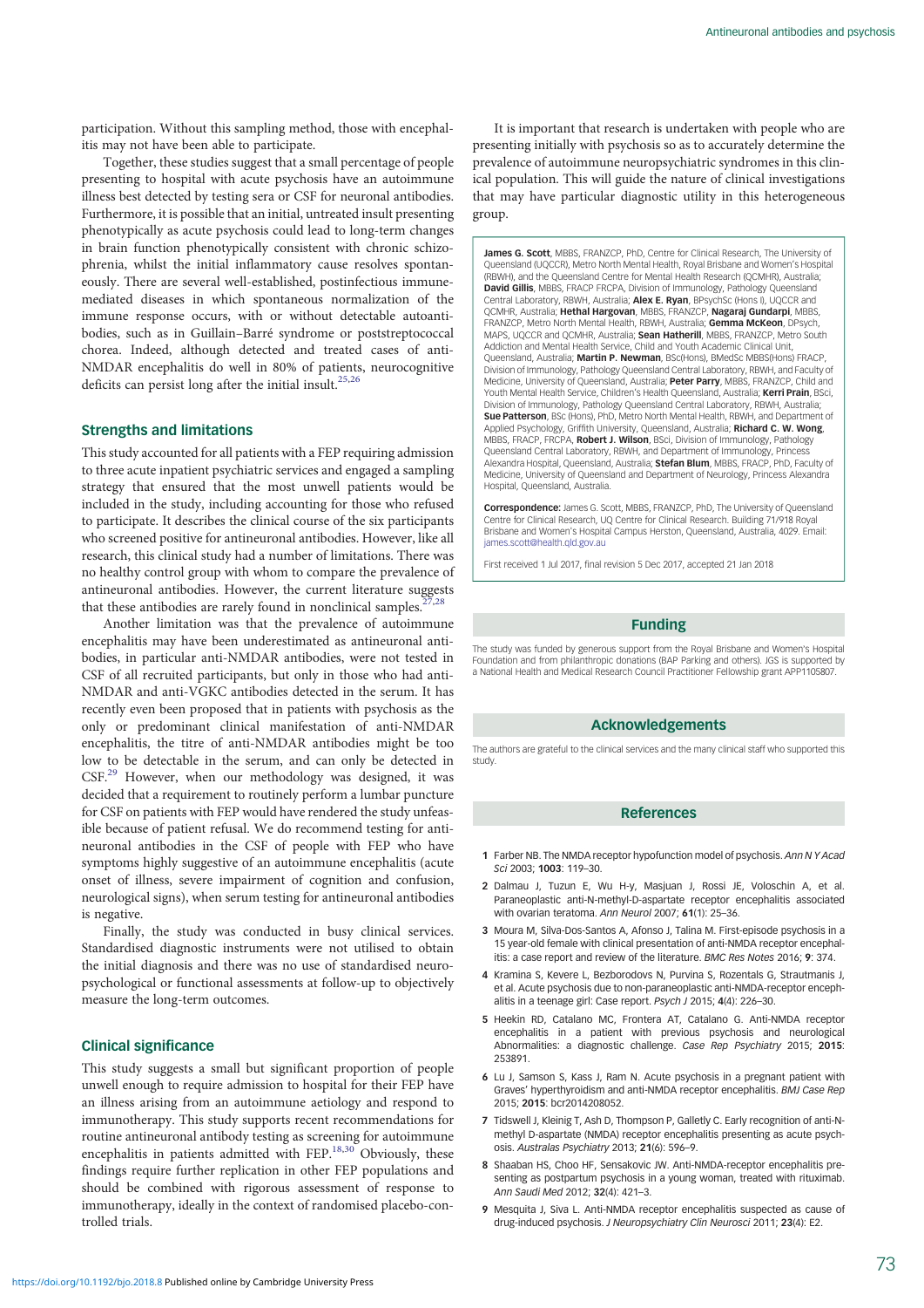participation. Without this sampling method, those with encephalitis may not have been able to participate.

Together, these studies suggest that a small percentage of people presenting to hospital with acute psychosis have an autoimmune illness best detected by testing sera or CSF for neuronal antibodies. Furthermore, it is possible that an initial, untreated insult presenting phenotypically as acute psychosis could lead to long-term changes in brain function phenotypically consistent with chronic schizophrenia, whilst the initial inflammatory cause resolves spontaneously. There are several well-established, postinfectious immune-mediated diseases in which spontaneous normalization of the immune response occurs, with or without detectable autoantibodies, such as in Guillain–Barré syndrome or poststreptococcal chorea. Indeed, although detected and treated cases of anti-NMDAR encephalitis do well in 80% of patients, neurocognitive deficits can persist long after the initial insult.[25,26]

## Strengths and limitations

This study accounted for all patients with a FEP requiring admission to three acute inpatient psychiatric services and engaged a sampling strategy that ensured that the most unwell patients would be included in the study, including accounting for those who refused to participate. It describes the clinical course of the six participants who screened positive for antineuronal antibodies. However, like all research, this clinical study had a number of limitations. There was no healthy control group with whom to compare the prevalence of antineuronal antibodies. However, the current literature suggests that these antibodies are rarely found in nonclinical samples.[27,28]

Another limitation was that the prevalence of autoimmune encephalitis may have been underestimated as antineuronal antibodies, in particular anti-NMDAR antibodies, were not tested in CSF of all recruited participants, but only in those who had anti-NMDAR and anti-VGKC antibodies detected in the serum. It has recently even been proposed that in patients with psychosis as the only or predominant clinical manifestation of anti-NMDAR encephalitis, the titre of anti-NMDAR antibodies might be too low to be detectable in the serum, and can only be detected in CSF.[29] However, when our methodology was designed, it was decided that a requirement to routinely perform a lumbar puncture for CSF on patients with FEP would have rendered the study unfeasible because of patient refusal. We do recommend testing for antineuronal antibodies in the CSF of people with FEP who have symptoms highly suggestive of an autoimmune encephalitis (acute onset of illness, severe impairment of cognition and confusion, neurological signs), when serum testing for antineuronal antibodies is negative.

Finally, the study was conducted in busy clinical services. Standardised diagnostic instruments were not utilised to obtain the initial diagnosis and there was no use of standardised neuropsychological or functional assessments at follow-up to objectively measure the long-term outcomes.

## Clinical significance

This study suggests a small but significant proportion of people unwell enough to require admission to hospital for their FEP have an illness arising from an autoimmune aetiology and respond to immunotherapy. This study supports recent recommendations for routine antineuronal antibody testing as screening for autoimmune encephalitis in patients admitted with FEP.[18,30] Obviously, these findings require further replication in other FEP populations and should be combined with rigorous assessment of response to immunotherapy, ideally in the context of randomised placebo-controlled trials.

It is important that research is undertaken with people who are presenting initially with psychosis so as to accurately determine the prevalence of autoimmune neuropsychiatric syndromes in this clinical population. This will guide the nature of clinical investigations that may have particular diagnostic utility in this heterogeneous group.

**James G. Scott**, MBBS, FRANZCP, PhD, Centre for Clinical Research, The University of Queensland (UQCCR), Metro North Mental Health, Royal Brisbane and Women's Hospital (RBWH), and the Queensland Centre for Mental Health Research (QCMHR), Australia; **David Gillis**, MBBS, FRACP FRCPA, Division of Immunology, Pathology Queensland Central Laboratory, RBWH, Australia; **Alex E. Ryan**, BPsychSc (Hons I), UQCCR and QCMHR, Australia; **Hethal Hargovan**, MBBS, FRANZCP, **Nagaraj Gundarpi**, MBBS, FRANZCP, Metro North Mental Health, RBWH, Australia; **Gemma McKeon**, DPsych, MAPS, UQCCR and QCMHR, Australia; **Sean Hatherill**, MBBS, FRANZCP, Metro South Addiction and Mental Health Service, Child and Youth Academic Clinical Unit, Queensland, Australia; **Martin P. Newman**, BSc(Hons), BMedSc MBBS(Hons) FRACP, Division of Immunology, Pathology Queensland Central Laboratory, RBWH, and Faculty of Medicine, University of Queensland, Australia; **Peter Parry**, MBBS, FRANZCP, Child and Youth Mental Health Service, Children's Health Queensland, Australia; **Kerri Prain**, BSci, Division of Immunology, Pathology Queensland Central Laboratory, RBWH, Australia; **Sue Patterson**, BSc (Hons), PhD, Metro North Mental Health, RBWH, and Department of Applied Psychology, Griffith University, Queensland, Australia; **Richard C. W. Wong**, MBBS, FRACP, FRCPA, **Robert J. Wilson**, BSci, Division of Immunology, Pathology Queensland Central Laboratory, RBWH, and Department of Immunology, Princess Alexandra Hospital, Queensland, Australia; **Stefan Blum**, MBBS, FRACP, PhD, Faculty of Medicine, University of Queensland and Department of Neurology, Princess Alexandra Hospital, Queensland, Australia.

**Correspondence:** James G. Scott, MBBS, FRANZCP, PhD, The University of Queensland Centre for Clinical Research, UQ Centre for Clinical Research. Building 71/918 Royal Brisbane and Women's Hospital Campus Herston, Queensland, Australia, 4029. Email: james.scott@health.qld.gov.au

First received 1 Jul 2017, final revision 5 Dec 2017, accepted 21 Jan 2018

## Funding

The study was funded by generous support from the Royal Brisbane and Women's Hospital Foundation and from philanthropic donations (BAP Parking and others). JGS is supported by a National Health and Medical Research Council Practitioner Fellowship grant APP1105807.

## Acknowledgements

The authors are grateful to the clinical services and the many clinical staff who supported this study.

## References

1. Farber NB. The NMDA receptor hypofunction model of psychosis. *Ann N Y Acad Sci* 2003; **1003**: 119–30.
2. Dalmau J, Tuzun E, Wu H-y, Masjuan J, Rossi JE, Voloschin A, et al. Paraneoplastic anti-N-methyl-D-aspartate receptor encephalitis associated with ovarian teratoma. *Ann Neurol* 2007; **61**(1): 25–36.
3. Moura M, Silva-Dos-Santos A, Afonso J, Talina M. First-episode psychosis in a 15 year-old female with clinical presentation of anti-NMDA receptor encephalitis: a case report and review of the literature. *BMC Res Notes* 2016; **9**: 374.
4. Kramina S, Kevere L, Bezborodovs N, Purvina S, Rozentals G, Strautmanis J, et al. Acute psychosis due to non-paraneoplastic anti-NMDA-receptor encephalitis in a teenage girl: Case report. *Psych J* 2015; **4**(4): 226–30.
5. Heekin RD, Catalano MC, Frontera AT, Catalano G. Anti-NMDA receptor encephalitis in a patient with previous psychosis and neurological Abnormalities: a diagnostic challenge. *Case Rep Psychiatry* 2015; **2015**: 253891.
6. Lu J, Samson S, Kass J, Ram N. Acute psychosis in a pregnant patient with Graves' hyperthyroidism and anti-NMDA receptor encephalitis. *BMJ Case Rep* 2015; **2015**: bcr2014208052.
7. Tidswell J, Kleinig T, Ash D, Thompson P, Galletly C. Early recognition of anti-N-methyl D-aspartate (NMDA) receptor encephalitis presenting as acute psychosis. *Australas Psychiatry* 2013; **21**(6): 596–9.
8. Shaaban HS, Choo HF, Sensakovic JW. Anti-NMDA-receptor encephalitis presenting as postpartum psychosis in a young woman, treated with rituximab. *Ann Saudi Med* 2012; **32**(4): 421–3.
9. Mesquita J, Siva L. Anti-NMDA receptor encephalitis suspected as cause of drug-induced psychosis. *J Neuropsychiatry Clin Neurosci* 2011; **23**(4): E2.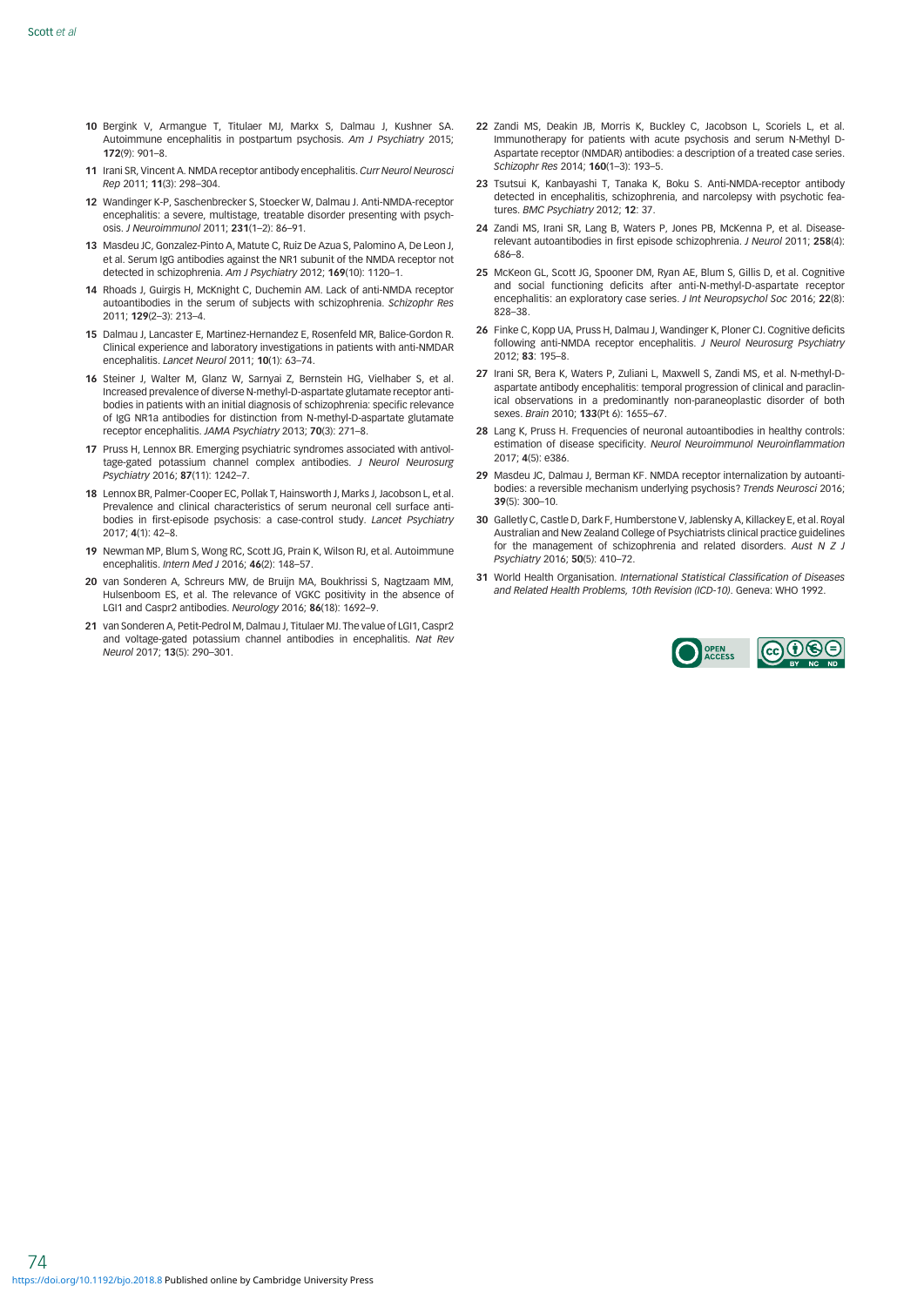10 Bergink V, Armangue T, Titulaer MJ, Markx S, Dalmau J, Kushner SA. Autoimmune encephalitis in postpartum psychosis. *Am J Psychiatry* 2015; **172**(9): 901–8.

11 Irani SR, Vincent A. NMDA receptor antibody encephalitis. *Curr Neurol Neurosci Rep* 2011; **11**(3): 298–304.

12 Wandinger K-P, Saschenbrecker S, Stoecker W, Dalmau J. Anti-NMDA-receptor encephalitis: a severe, multistage, treatable disorder presenting with psychosis. *J Neuroimmunol* 2011; **231**(1–2): 86–91.

13 Masdeu JC, Gonzalez-Pinto A, Matute C, Ruiz De Azua S, Palomino A, De Leon J, et al. Serum IgG antibodies against the NR1 subunit of the NMDA receptor not detected in schizophrenia. *Am J Psychiatry* 2012; **169**(10): 1120–1.

14 Rhoads J, Guirgis H, McKnight C, Duchemin AM. Lack of anti-NMDA receptor autoantibodies in the serum of subjects with schizophrenia. *Schizophr Res* 2011; **129**(2–3): 213–4.

15 Dalmau J, Lancaster E, Martinez-Hernandez E, Rosenfeld MR, Balice-Gordon R. Clinical experience and laboratory investigations in patients with anti-NMDAR encephalitis. *Lancet Neurol* 2011; **10**(1): 63–74.

16 Steiner J, Walter M, Glanz W, Sarnyai Z, Bernstein HG, Vielhaber S, et al. Increased prevalence of diverse N-methyl-D-aspartate glutamate receptor antibodies in patients with an initial diagnosis of schizophrenia: specific relevance of IgG NR1a antibodies for distinction from N-methyl-D-aspartate glutamate receptor encephalitis. *JAMA Psychiatry* 2013; **70**(3): 271–8.

17 Pruss H, Lennox BR. Emerging psychiatric syndromes associated with antivoltage-gated potassium channel complex antibodies. *J Neurol Neurosurg Psychiatry* 2016; **87**(11): 1242–7.

18 Lennox BR, Palmer-Cooper EC, Pollak T, Hainsworth J, Marks J, Jacobson L, et al. Prevalence and clinical characteristics of serum neuronal cell surface antibodies in first-episode psychosis: a case-control study. *Lancet Psychiatry* 2017; **4**(1): 42–8.

19 Newman MP, Blum S, Wong RC, Scott JG, Prain K, Wilson RJ, et al. Autoimmune encephalitis. *Intern Med J* 2016; **46**(2): 148–57.

20 van Sonderen A, Schreurs MW, de Bruijn MA, Boukhrissi S, Nagtzaam MM, Hulsenboom ES, et al. The relevance of VGKC positivity in the absence of LGI1 and Caspr2 antibodies. *Neurology* 2016; **86**(18): 1692–9.

21 van Sonderen A, Petit-Pedrol M, Dalmau J, Titulaer MJ. The value of LGI1, Caspr2 and voltage-gated potassium channel antibodies in encephalitis. *Nat Rev Neurol* 2017; **13**(5): 290–301.

22 Zandi MS, Deakin JB, Morris K, Buckley C, Jacobson L, Scoriels L, et al. Immunotherapy for patients with acute psychosis and serum N-Methyl D-Aspartate receptor (NMDAR) antibodies: a description of a treated case series. *Schizophr Res* 2014; **160**(1–3): 193–5.

23 Tsutsui K, Kanbayashi T, Tanaka K, Boku S. Anti-NMDA-receptor antibody detected in encephalitis, schizophrenia, and narcolepsy with psychotic features. *BMC Psychiatry* 2012; **12**: 37.

24 Zandi MS, Irani SR, Lang B, Waters P, Jones PB, McKenna P, et al. Disease-relevant autoantibodies in first episode schizophrenia. *J Neurol* 2011; **258**(4): 686–8.

25 McKeon GL, Scott JG, Spooner DM, Ryan AE, Blum S, Gillis D, et al. Cognitive and social functioning deficits after anti-N-methyl-D-aspartate receptor encephalitis: an exploratory case series. *J Int Neuropsychol Soc* 2016; **22**(8): 828–38.

26 Finke C, Kopp UA, Pruss H, Dalmau J, Wandinger K, Ploner CJ. Cognitive deficits following anti-NMDA receptor encephalitis. *J Neurol Neurosurg Psychiatry* 2012; **83**: 195–8.

27 Irani SR, Bera K, Waters P, Zuliani L, Maxwell S, Zandi MS, et al. N-methyl-D-aspartate antibody encephalitis: temporal progression of clinical and paraclinical observations in a predominantly non-paraneoplastic disorder of both sexes. *Brain* 2010; **133**(Pt 6): 1655–67.

28 Lang K, Pruss H. Frequencies of neuronal autoantibodies in healthy controls: estimation of disease specificity. *Neurol Neuroimmunol Neuroinflammation* 2017; **4**(5): e386.

29 Masdeu JC, Dalmau J, Berman KF. NMDA receptor internalization by autoantibodies: a reversible mechanism underlying psychosis? *Trends Neurosci* 2016; **39**(5): 300–10.

30 Galletly C, Castle D, Dark F, Humberstone V, Jablensky A, Killackey E, et al. Royal Australian and New Zealand College of Psychiatrists clinical practice guidelines for the management of schizophrenia and related disorders. *Aust N Z J Psychiatry* 2016; **50**(5): 410–72.

31 World Health Organisation. *International Statistical Classification of Diseases and Related Health Problems, 10th Revision (ICD-10)*. Geneva: WHO 1992.

https://doi.org/10.1192/bjo.2018.8 Published online by Cambridge University Press